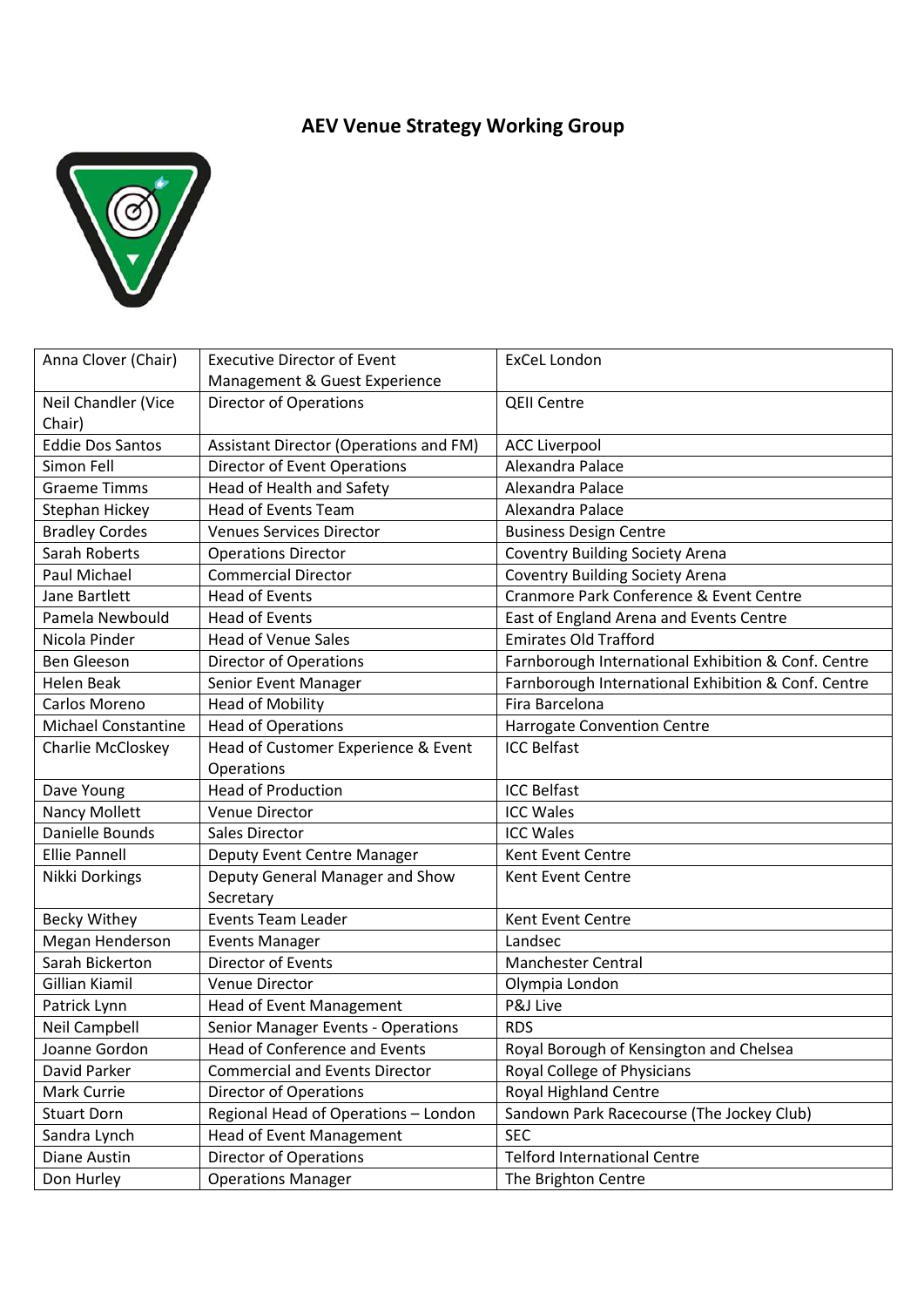# AEV Venue Strategy Working Group

| | | |
|---|---|---|
| Anna Clover (Chair) | Executive Director of Event Management & Guest Experience | ExCeL London |
| Neil Chandler (Vice Chair) | Director of Operations | QEII Centre |
| Eddie Dos Santos | Assistant Director (Operations and FM) | ACC Liverpool |
| Simon Fell | Director of Event Operations | Alexandra Palace |
| Graeme Timms | Head of Health and Safety | Alexandra Palace |
| Stephan Hickey | Head of Events Team | Alexandra Palace |
| Bradley Cordes | Venues Services Director | Business Design Centre |
| Sarah Roberts | Operations Director | Coventry Building Society Arena |
| Paul Michael | Commercial Director | Coventry Building Society Arena |
| Jane Bartlett | Head of Events | Cranmore Park Conference & Event Centre |
| Pamela Newbould | Head of Events | East of England Arena and Events Centre |
| Nicola Pinder | Head of Venue Sales | Emirates Old Trafford |
| Ben Gleeson | Director of Operations | Farnborough International Exhibition & Conf. Centre |
| Helen Beak | Senior Event Manager | Farnborough International Exhibition & Conf. Centre |
| Carlos Moreno | Head of Mobility | Fira Barcelona |
| Michael Constantine | Head of Operations | Harrogate Convention Centre |
| Charlie McCloskey | Head of Customer Experience & Event Operations | ICC Belfast |
| Dave Young | Head of Production | ICC Belfast |
| Nancy Mollett | Venue Director | ICC Wales |
| Danielle Bounds | Sales Director | ICC Wales |
| Ellie Pannell | Deputy Event Centre Manager | Kent Event Centre |
| Nikki Dorkings | Deputy General Manager and Show Secretary | Kent Event Centre |
| Becky Withey | Events Team Leader | Kent Event Centre |
| Megan Henderson | Events Manager | Landsec |
| Sarah Bickerton | Director of Events | Manchester Central |
| Gillian Kiamil | Venue Director | Olympia London |
| Patrick Lynn | Head of Event Management | P&J Live |
| Neil Campbell | Senior Manager Events - Operations | RDS |
| Joanne Gordon | Head of Conference and Events | Royal Borough of Kensington and Chelsea |
| David Parker | Commercial and Events Director | Royal College of Physicians |
| Mark Currie | Director of Operations | Royal Highland Centre |
| Stuart Dorn | Regional Head of Operations – London | Sandown Park Racecourse (The Jockey Club) |
| Sandra Lynch | Head of Event Management | SEC |
| Diane Austin | Director of Operations | Telford International Centre |
| Don Hurley | Operations Manager | The Brighton Centre |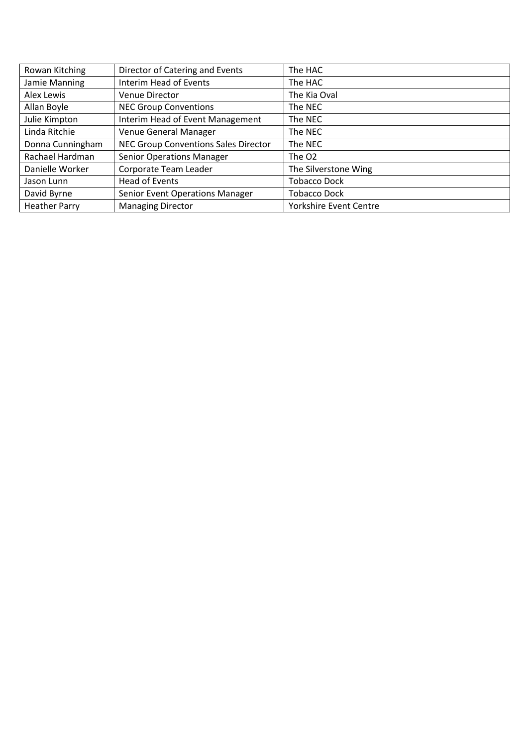| | | |
|---|---|---|
| Rowan Kitching | Director of Catering and Events | The HAC |
| Jamie Manning | Interim Head of Events | The HAC |
| Alex Lewis | Venue Director | The Kia Oval |
| Allan Boyle | NEC Group Conventions | The NEC |
| Julie Kimpton | Interim Head of Event Management | The NEC |
| Linda Ritchie | Venue General Manager | The NEC |
| Donna Cunningham | NEC Group Conventions Sales Director | The NEC |
| Rachael Hardman | Senior Operations Manager | The O2 |
| Danielle Worker | Corporate Team Leader | The Silverstone Wing |
| Jason Lunn | Head of Events | Tobacco Dock |
| David Byrne | Senior Event Operations Manager | Tobacco Dock |
| Heather Parry | Managing Director | Yorkshire Event Centre |